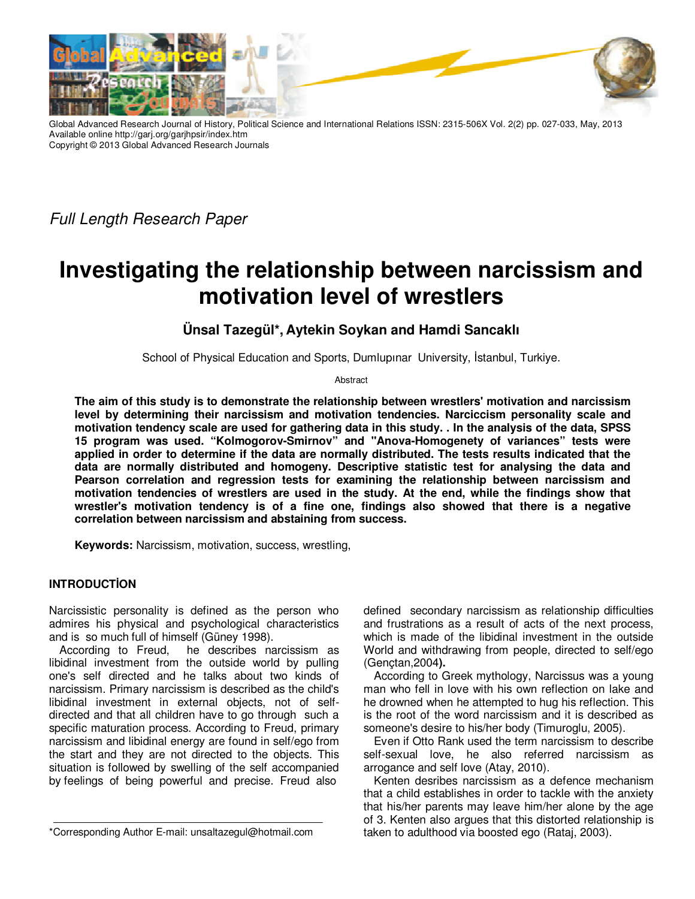Full Length Research Paper

# Investigating the relationship between narcissism and motivation level of wrestlers

**Ünsal Tazegül*, Aytekin Soykan and Hamdi Sancaklı**

School of Physical Education and Sports, Dumlupınar University, İstanbul, Turkiye.

Abstract

**The aim of this study is to demonstrate the relationship between wrestlers' motivation and narcissism level by determining their narcissism and motivation tendencies. Narciccism personality scale and motivation tendency scale are used for gathering data in this study. . In the analysis of the data, SPSS 15 program was used. "Kolmogorov-Smirnov" and "Anova-Homogenety of variances" tests were applied in order to determine if the data are normally distributed. The tests results indicated that the data are normally distributed and homogeny. Descriptive statistic test for analysing the data and Pearson correlation and regression tests for examining the relationship between narcissism and motivation tendencies of wrestlers are used in the study. At the end, while the findings show that wrestler's motivation tendency is of a fine one, findings also showed that there is a negative correlation between narcissism and abstaining from success.**

**Keywords:** Narcissism, motivation, success, wrestling,

## INTRODUCTİON

Narcissistic personality is defined as the person who admires his physical and psychological characteristics and is so much full of himself (Güney 1998).

According to Freud, he describes narcissism as libidinal investment from the outside world by pulling one's self directed and he talks about two kinds of narcissism. Primary narcissism is described as the child's libidinal investment in external objects, not of self-directed and that all children have to go through such a specific maturation process. According to Freud, primary narcissism and libidinal energy are found in self/ego from the start and they are not directed to the objects. This situation is followed by swelling of the self accompanied by feelings of being powerful and precise. Freud also defined secondary narcissism as relationship difficulties and frustrations as a result of acts of the next process, which is made of the libidinal investment in the outside World and withdrawing from people, directed to self/ego (Gençtan,2004**).**

According to Greek mythology, Narcissus was a young man who fell in love with his own reflection on lake and he drowned when he attempted to hug his reflection. This is the root of the word narcissism and it is described as someone's desire to his/her body (Timuroglu, 2005).

Even if Otto Rank used the term narcissism to describe self-sexual love, he also referred narcissism as arrogance and self love (Atay, 2010).

Kenten desribes narcissism as a defence mechanism that a child establishes in order to tackle with the anxiety that his/her parents may leave him/her alone by the age of 3. Kenten also argues that this distorted relationship is taken to adulthood via boosted ego (Rataj, 2003).

*Corresponding Author E-mail: unsaltazegul@hotmail.com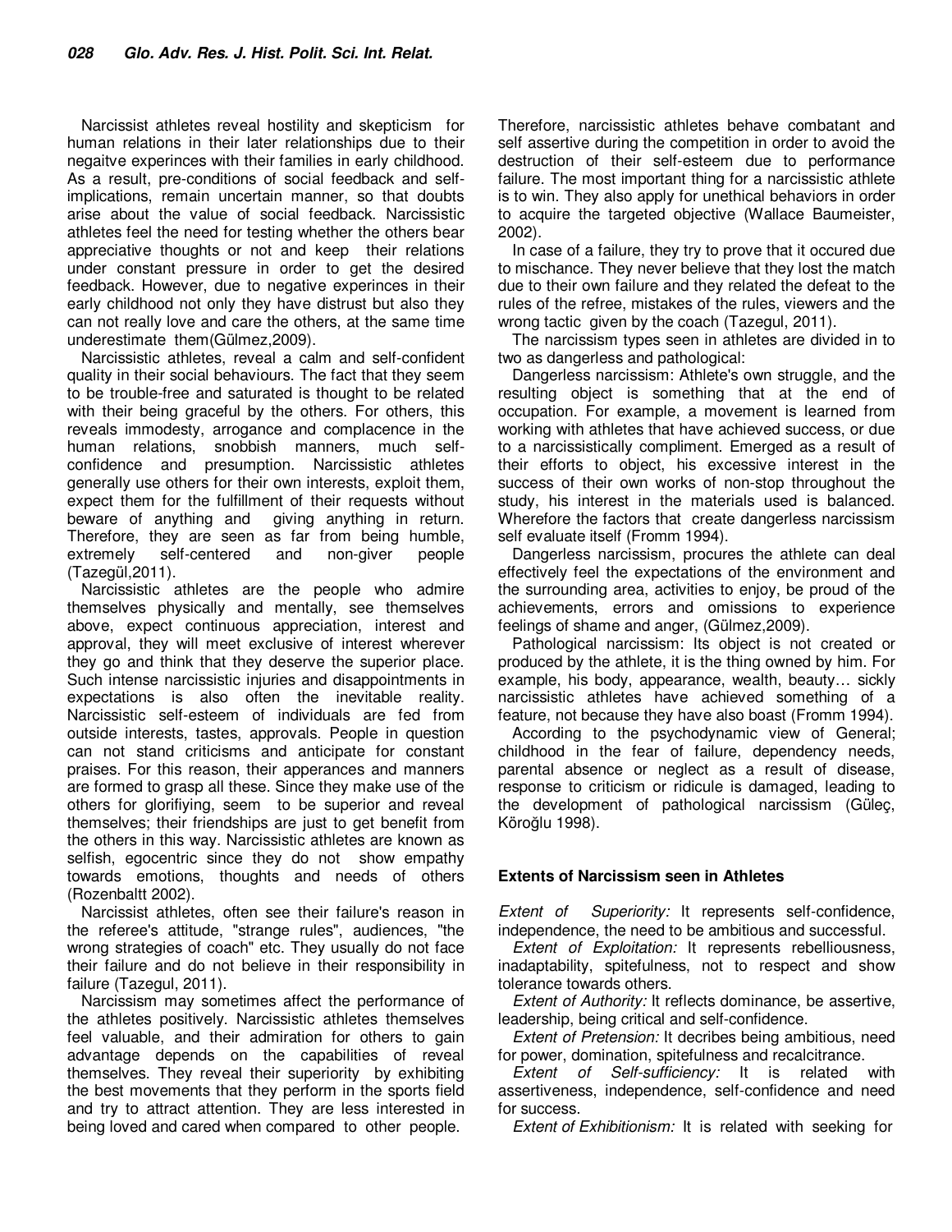Narcissist athletes reveal hostility and skepticism for human relations in their later relationships due to their negaitve experinces with their families in early childhood. As a result, pre-conditions of social feedback and self-implications, remain uncertain manner, so that doubts arise about the value of social feedback. Narcissistic athletes feel the need for testing whether the others bear appreciative thoughts or not and keep their relations under constant pressure in order to get the desired feedback. However, due to negative experinces in their early childhood not only they have distrust but also they can not really love and care the others, at the same time underestimate them(Gülmez,2009).

Narcissistic athletes, reveal a calm and self-confident quality in their social behaviours. The fact that they seem to be trouble-free and saturated is thought to be related with their being graceful by the others. For others, this reveals immodesty, arrogance and complacence in the human relations, snobbish manners, much self-confidence and presumption. Narcissistic athletes generally use others for their own interests, exploit them, expect them for the fulfillment of their requests without beware of anything and giving anything in return. Therefore, they are seen as far from being humble, extremely self-centered and non-giver people (Tazegül,2011).

Narcissistic athletes are the people who admire themselves physically and mentally, see themselves above, expect continuous appreciation, interest and approval, they will meet exclusive of interest wherever they go and think that they deserve the superior place. Such intense narcissistic injuries and disappointments in expectations is also often the inevitable reality. Narcissistic self-esteem of individuals are fed from outside interests, tastes, approvals. People in question can not stand criticisms and anticipate for constant praises. For this reason, their apperances and manners are formed to grasp all these. Since they make use of the others for glorifiying, seem to be superior and reveal themselves; their friendships are just to get benefit from the others in this way. Narcissistic athletes are known as selfish, egocentric since they do not show empathy towards emotions, thoughts and needs of others (Rozenbaltt 2002).

Narcissist athletes, often see their failure's reason in the referee's attitude, "strange rules", audiences, "the wrong strategies of coach" etc. They usually do not face their failure and do not believe in their responsibility in failure (Tazegul, 2011).

Narcissism may sometimes affect the performance of the athletes positively. Narcissistic athletes themselves feel valuable, and their admiration for others to gain advantage depends on the capabilities of reveal themselves. They reveal their superiority by exhibiting the best movements that they perform in the sports field and try to attract attention. They are less interested in being loved and cared when compared to other people. Therefore, narcissistic athletes behave combatant and self assertive during the competition in order to avoid the destruction of their self-esteem due to performance failure. The most important thing for a narcissistic athlete is to win. They also apply for unethical behaviors in order to acquire the targeted objective (Wallace Baumeister, 2002).

In case of a failure, they try to prove that it occured due to mischance. They never believe that they lost the match due to their own failure and they related the defeat to the rules of the refree, mistakes of the rules, viewers and the wrong tactic given by the coach (Tazegul, 2011).

The narcissism types seen in athletes are divided in to two as dangerless and pathological:

Dangerless narcissism: Athlete's own struggle, and the resulting object is something that at the end of occupation. For example, a movement is learned from working with athletes that have achieved success, or due to a narcissistically compliment. Emerged as a result of their efforts to object, his excessive interest in the success of their own works of non-stop throughout the study, his interest in the materials used is balanced. Wherefore the factors that create dangerless narcissism self evaluate itself (Fromm 1994).

Dangerless narcissism, procures the athlete can deal effectively feel the expectations of the environment and the surrounding area, activities to enjoy, be proud of the achievements, errors and omissions to experience feelings of shame and anger, (Gülmez,2009).

Pathological narcissism: Its object is not created or produced by the athlete, it is the thing owned by him. For example, his body, appearance, wealth, beauty… sickly narcissistic athletes have achieved something of a feature, not because they have also boast (Fromm 1994).

According to the psychodynamic view of General; childhood in the fear of failure, dependency needs, parental absence or neglect as a result of disease, response to criticism or ridicule is damaged, leading to the development of pathological narcissism (Güleç, Köroğlu 1998).

## Extents of Narcissism seen in Athletes

*Extent of Superiority:* It represents self-confidence, independence, the need to be ambitious and successful.

*Extent of Exploitation:* It represents rebelliousness, inadaptability, spitefulness, not to respect and show tolerance towards others.

*Extent of Authority:* It reflects dominance, be assertive, leadership, being critical and self-confidence.

*Extent of Pretension:* It decribes being ambitious, need for power, domination, spitefulness and recalcitrance.

*Extent of Self-sufficiency:* It is related with assertiveness, independence, self-confidence and need for success.

*Extent of Exhibitionism:* It is related with seeking for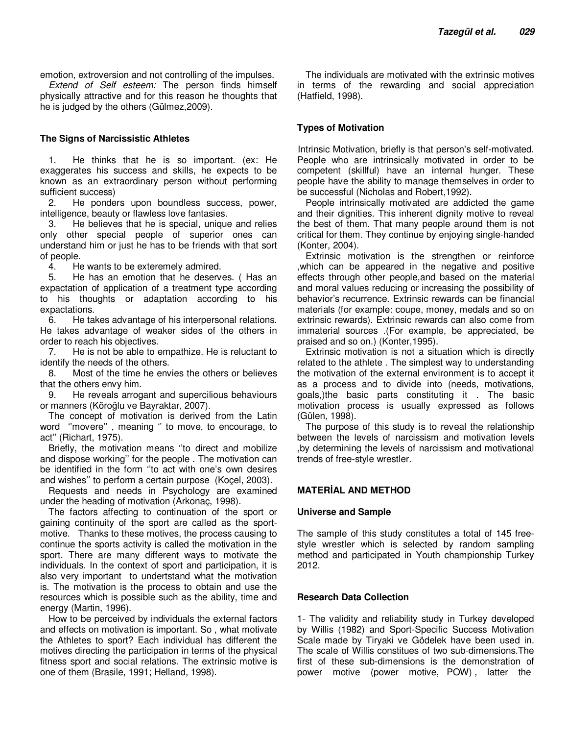emotion, extroversion and not controlling of the impulses.

*Extend of Self esteem:* The person finds himself physically attractive and for this reason he thoughts that he is judged by the others (Gülmez,2009).

### The Signs of Narcissistic Athletes

1. He thinks that he is so important. (ex: He exaggerates his success and skills, he expects to be known as an extraordinary person without performing sufficient success)
2. He ponders upon boundless success, power, intelligence, beauty or flawless love fantasies.
3. He believes that he is special, unique and relies only other special people of superior ones can understand him or just he has to be friends with that sort of people.
4. He wants to be exteremely admired.
5. He has an emotion that he deserves. ( Has an expactation of application of a treatment type according to his thoughts or adaptation according to his expactations.
6. He takes advantage of his interpersonal relations. He takes advantage of weaker sides of the others in order to reach his objectives.
7. He is not be able to empathize. He is reluctant to identify the needs of the others.
8. Most of the time he envies the others or believes that the others envy him.
9. He reveals arrogant and supercilious behaviours or manners (Köroğlu ve Bayraktar, 2007).

The concept of motivation is derived from the Latin word ''movere'' , meaning '' to move, to encourage, to act'' (Richart, 1975).

Briefly, the motivation means ''to direct and mobilize and dispose working'' for the people . The motivation can be identified in the form ''to act with one's own desires and wishes'' to perform a certain purpose (Koçel, 2003).

Requests and needs in Psychology are examined under the heading of motivation (Arkonaç, 1998).

The factors affecting to continuation of the sport or gaining continuity of the sport are called as the sport-motive. Thanks to these motives, the process causing to continue the sports activity is called the motivation in the sport. There are many different ways to motivate the individuals. In the context of sport and participation, it is also very important to undertstand what the motivation is. The motivation is the process to obtain and use the resources which is possible such as the ability, time and energy (Martin, 1996).

How to be perceived by individuals the external factors and effects on motivation is important. So , what motivate the Athletes to sport? Each individual has different the motives directing the participation in terms of the physical fitness sport and social relations. The extrinsic motive is one of them (Brasile, 1991; Helland, 1998).

The individuals are motivated with the extrinsic motives in terms of the rewarding and social appreciation (Hatfield, 1998).

### Types of Motivation

Intrinsic Motivation, briefly is that person's self-motivated. People who are intrinsically motivated in order to be competent (skillful) have an internal hunger. These people have the ability to manage themselves in order to be successful (Nicholas and Robert,1992).

People intrinsically motivated are addicted the game and their dignities. This inherent dignity motive to reveal the best of them. That many people around them is not critical for them. They continue by enjoying single-handed (Konter, 2004).

Extrinsic motivation is the strengthen or reinforce ,which can be appeared in the negative and positive effects through other people,and based on the material and moral values reducing or increasing the possibility of behavior's recurrence. Extrinsic rewards can be financial materials (for example: coupe, money, medals and so on extrinsic rewards). Extrinsic rewards can also come from immaterial sources .(For example, be appreciated, be praised and so on.) (Konter,1995).

Extrinsic motivation is not a situation which is directly related to the athlete . The simplest way to understanding the motivation of the external environment is to accept it as a process and to divide into (needs, motivations, goals,)the basic parts constituting it . The basic motivation process is usually expressed as follows (Gülen, 1998).

The purpose of this study is to reveal the relationship between the levels of narcissism and motivation levels ,by determining the levels of narcissism and motivational trends of free-style wrestler.

## MATERİAL AND METHOD

### Universe and Sample

The sample of this study constitutes a total of 145 free-style wrestler which is selected by random sampling method and participated in Youth championship Turkey 2012.

### Research Data Collection

1- The validity and reliability study in Turkey developed by Willis (1982) and Sport-Specific Success Motivation Scale made by Tiryaki ve Gödelek have been used in. The scale of Willis constitues of two sub-dimensions.The first of these sub-dimensions is the demonstration of power motive (power motive, POW) , latter the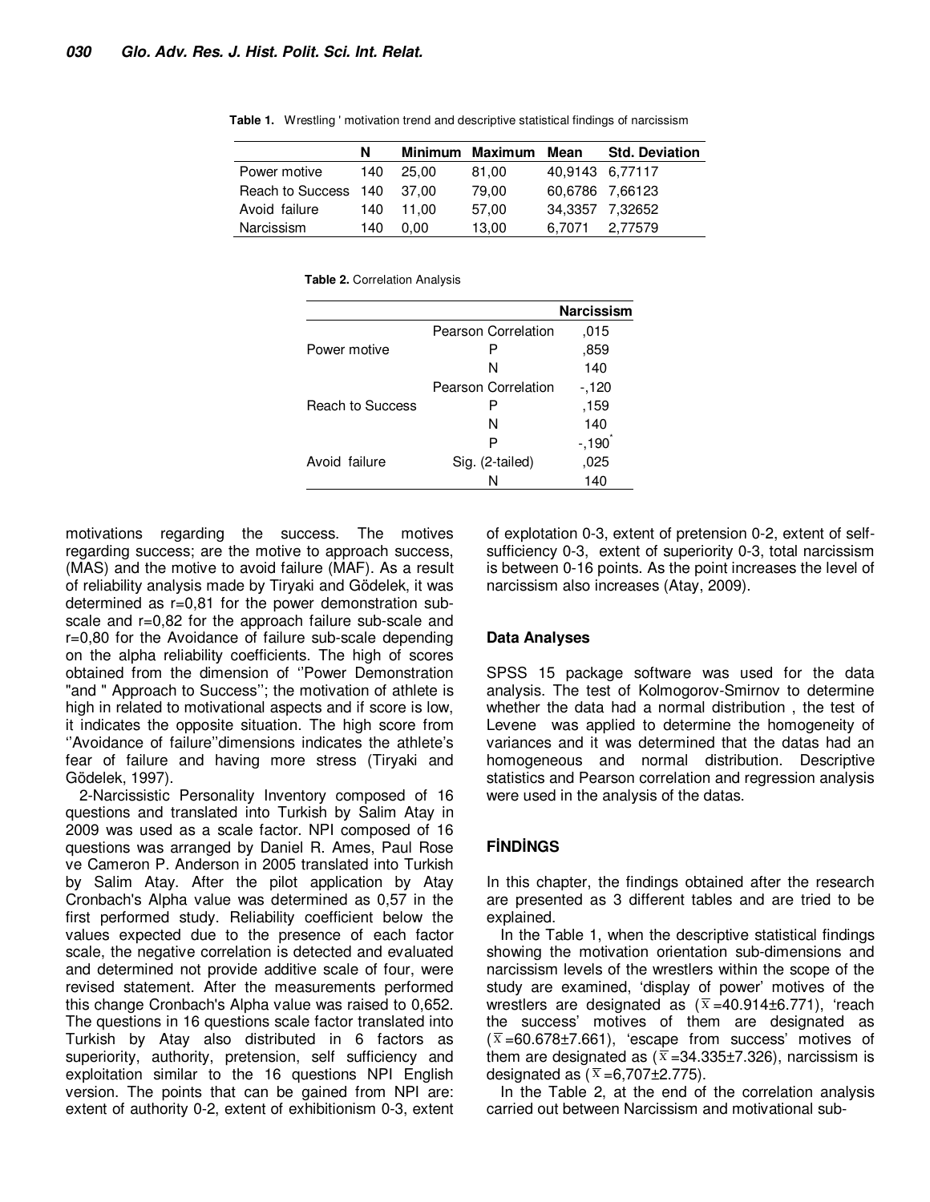**Table 1.** Wrestling ' motivation trend and descriptive statistical findings of narcissism

|  | N | Minimum | Maximum | Mean | Std. Deviation |
|---|---|---|---|---|---|
| Power motive | 140 | 25,00 | 81,00 | 40,9143 | 6,77117 |
| Reach to Success | 140 | 37,00 | 79,00 | 60,6786 | 7,66123 |
| Avoid failure | 140 | 11,00 | 57,00 | 34,3357 | 7,32652 |
| Narcissism | 140 | 0,00 | 13,00 | 6,7071 | 2,77579 |

**Table 2.** Correlation Analysis

|  |  | Narcissism |
|---|---|---|
| Power motive | Pearson Correlation | ,015 |
|  | P | ,859 |
|  | N | 140 |
| Reach to Success | Pearson Correlation | -,120 |
|  | P | ,159 |
|  | N | 140 |
| Avoid failure | P | -,190* |
|  | Sig. (2-tailed) | ,025 |
|  | N | 140 |

motivations regarding the success. The motives regarding success; are the motive to approach success, (MAS) and the motive to avoid failure (MAF). As a result of reliability analysis made by Tiryaki and Gödelek, it was determined as r=0,81 for the power demonstration sub-scale and r=0,82 for the approach failure sub-scale and r=0,80 for the Avoidance of failure sub-scale depending on the alpha reliability coefficients. The high of scores obtained from the dimension of ''Power Demonstration "and " Approach to Success''; the motivation of athlete is high in related to motivational aspects and if score is low, it indicates the opposite situation. The high score from ''Avoidance of failure''dimensions indicates the athlete's fear of failure and having more stress (Tiryaki and Gödelek, 1997).

2-Narcissistic Personality Inventory composed of 16 questions and translated into Turkish by Salim Atay in 2009 was used as a scale factor. NPI composed of 16 questions was arranged by Daniel R. Ames, Paul Rose ve Cameron P. Anderson in 2005 translated into Turkish by Salim Atay. After the pilot application by Atay Cronbach's Alpha value was determined as 0,57 in the first performed study. Reliability coefficient below the values expected due to the presence of each factor scale, the negative correlation is detected and evaluated and determined not provide additive scale of four, were revised statement. After the measurements performed this change Cronbach's Alpha value was raised to 0,652. The questions in 16 questions scale factor translated into Turkish by Atay also distributed in 6 factors as superiority, authority, pretension, self sufficiency and exploitation similar to the 16 questions NPI English version. The points that can be gained from NPI are: extent of authority 0-2, extent of exhibitionism 0-3, extent of explotation 0-3, extent of pretension 0-2, extent of self-sufficiency 0-3, extent of superiority 0-3, total narcissism is between 0-16 points. As the point increases the level of narcissism also increases (Atay, 2009).

**Data Analyses**

SPSS 15 package software was used for the data analysis. The test of Kolmogorov-Smirnov to determine whether the data had a normal distribution , the test of Levene was applied to determine the homogeneity of variances and it was determined that the datas had an homogeneous and normal distribution. Descriptive statistics and Pearson correlation and regression analysis were used in the analysis of the datas.

## FİNDİNGS

In this chapter, the findings obtained after the research are presented as 3 different tables and are tried to be explained.

In the Table 1, when the descriptive statistical findings showing the motivation orientation sub-dimensions and narcissism levels of the wrestlers within the scope of the study are examined, 'display of power' motives of the wrestlers are designated as ($\bar{x}$=40.914±6.771), 'reach the success' motives of them are designated as ($\bar{x}$=60.678±7.661), 'escape from success' motives of them are designated as ($\bar{x}$=34.335±7.326), narcissism is designated as ($\bar{x}$=6,707±2.775).

In the Table 2, at the end of the correlation analysis carried out between Narcissism and motivational sub-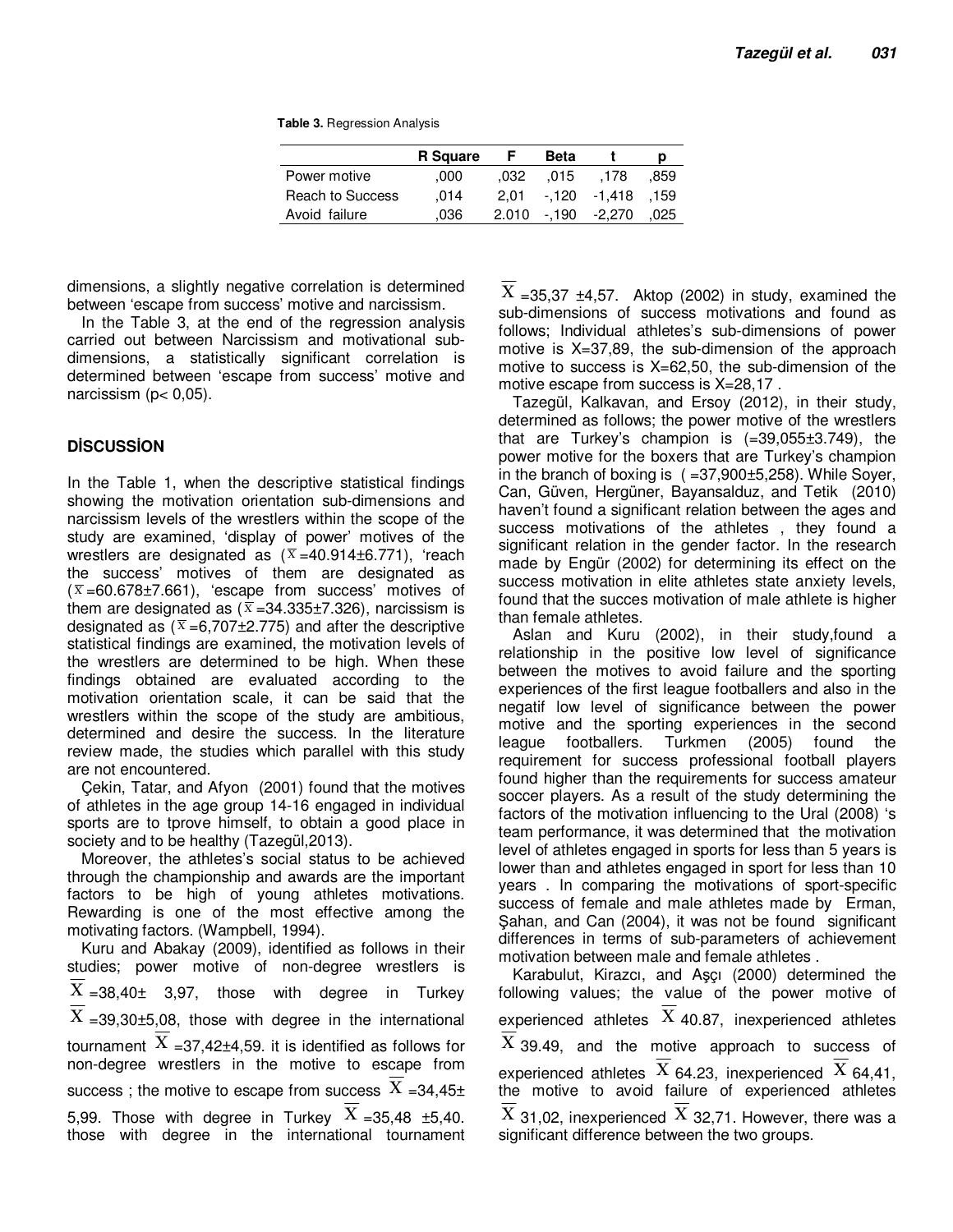**Table 3.** Regression Analysis

| | R Square | F | Beta | t | p |
|---|---|---|---|---|---|
| Power motive | ,000 | ,032 | ,015 | ,178 | ,859 |
| Reach to Success | ,014 | 2,01 | -,120 | -1,418 | ,159 |
| Avoid failure | ,036 | 2.010 | -,190 | -2,270 | ,025 |

dimensions, a slightly negative correlation is determined between 'escape from success' motive and narcissism.

In the Table 3, at the end of the regression analysis carried out between Narcissism and motivational sub-dimensions, a statistically significant correlation is determined between 'escape from success' motive and narcissism ($p< 0,05$).

## DİSCUSSİON

In the Table 1, when the descriptive statistical findings showing the motivation orientation sub-dimensions and narcissism levels of the wrestlers within the scope of the study are examined, 'display of power' motives of the wrestlers are designated as ($\overline{X}$=40.914±6.771), 'reach the success' motives of them are designated as ($\overline{X}$=60.678±7.661), 'escape from success' motives of them are designated as ($\overline{X}$=34.335±7.326), narcissism is designated as ($\overline{X}$=6,707±2.775) and after the descriptive statistical findings are examined, the motivation levels of the wrestlers are determined to be high. When these findings obtained are evaluated according to the motivation orientation scale, it can be said that the wrestlers within the scope of the study are ambitious, determined and desire the success. In the literature review made, the studies which parallel with this study are not encountered.

Çekin, Tatar, and Afyon (2001) found that the motives of athletes in the age group 14-16 engaged in individual sports are to tprove himself, to obtain a good place in society and to be healthy (Tazegül,2013).

Moreover, the athletes's social status to be achieved through the championship and awards are the important factors to be high of young athletes motivations. Rewarding is one of the most effective among the motivating factors. (Wampbell, 1994).

Kuru and Abakay (2009), identified as follows in their studies; power motive of non-degree wrestlers is $\overline{X}$=38,40± 3,97, those with degree in Turkey $\overline{X}$=39,30±5,08, those with degree in the international tournament $\overline{X}$=37,42±4,59. it is identified as follows for non-degree wrestlers in the motive to escape from success ; the motive to escape from success $\overline{X}$=34,45± 5,99. Those with degree in Turkey $\overline{X}$=35,48 ±5,40. those with degree in the international tournament $\overline{X}$=35,37 ±4,57. Aktop (2002) in study, examined the sub-dimensions of success motivations and found as follows; Individual athletes's sub-dimensions of power motive is X=37,89, the sub-dimension of the approach motive to success is X=62,50, the sub-dimension of the motive escape from success is X=28,17 .

Tazegül, Kalkavan, and Ersoy (2012), in their study, determined as follows; the power motive of the wrestlers that are Turkey's champion is (=39,055±3.749), the power motive for the boxers that are Turkey's champion in the branch of boxing is ( =37,900±5,258). While Soyer, Can, Güven, Hergüner, Bayansalduz, and Tetik (2010) haven't found a significant relation between the ages and success motivations of the athletes , they found a significant relation in the gender factor. In the research made by Engür (2002) for determining its effect on the success motivation in elite athletes state anxiety levels, found that the succes motivation of male athlete is higher than female athletes.

Aslan and Kuru (2002), in their study,found a relationship in the positive low level of significance between the motives to avoid failure and the sporting experiences of the first league footballers and also in the negatif low level of significance between the power motive and the sporting experiences in the second league footballers. Turkmen (2005) found the requirement for success professional football players found higher than the requirements for success amateur soccer players. As a result of the study determining the factors of the motivation influencing to the Ural (2008) 's team performance, it was determined that the motivation level of athletes engaged in sports for less than 5 years is lower than and athletes engaged in sport for less than 10 years . In comparing the motivations of sport-specific success of female and male athletes made by Erman, Şahan, and Can (2004), it was not be found significant differences in terms of sub-parameters of achievement motivation between male and female athletes .

Karabulut, Kirazcı, and Aşçı (2000) determined the following values; the value of the power motive of experienced athletes $\overline{X}$ 40.87, inexperienced athletes $\overline{X}$ 39.49, and the motive approach to success of experienced athletes $\overline{X}$ 64.23, inexperienced $\overline{X}$ 64,41, the motive to avoid failure of experienced athletes $\overline{X}$ 31,02, inexperienced $\overline{X}$ 32,71. However, there was a significant difference between the two groups.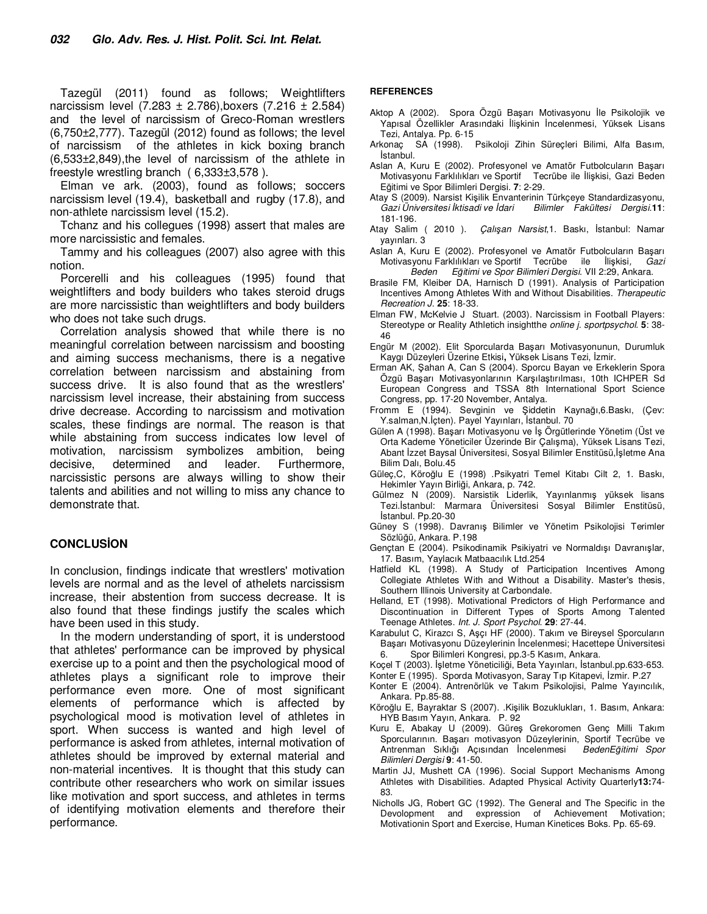Tazegül (2011) found as follows; Weightlifters narcissism level (7.283 ± 2.786),boxers (7.216 ± 2.584) and the level of narcissism of Greco-Roman wrestlers (6,750±2,777). Tazegül (2012) found as follows; the level of narcissism of the athletes in kick boxing branch (6,533±2,849),the level of narcissism of the athlete in freestyle wrestling branch ( 6,333±3,578 ).

Elman ve ark. (2003), found as follows; soccers narcissism level (19.4), basketball and rugby (17.8), and non-athlete narcissism level (15.2).

Tchanz and his collegues (1998) assert that males are more narcissistic and females.

Tammy and his colleagues (2007) also agree with this notion.

Porcerelli and his colleagues (1995) found that weightlifters and body builders who takes steroid drugs are more narcissistic than weightlifters and body builders who does not take such drugs.

Correlation analysis showed that while there is no meaningful correlation between narcissism and boosting and aiming success mechanisms, there is a negative correlation between narcissism and abstaining from success drive. It is also found that as the wrestlers' narcissism level increase, their abstaining from success drive decrease. According to narcissism and motivation scales, these findings are normal. The reason is that while abstaining from success indicates low level of motivation, narcissism symbolizes ambition, being decisive, determined and leader. Furthermore, narcissistic persons are always willing to show their talents and abilities and not willing to miss any chance to demonstrate that.

## CONCLUSİON

In conclusion, findings indicate that wrestlers' motivation levels are normal and as the level of athelets narcissism increase, their abstention from success decrease. It is also found that these findings justify the scales which have been used in this study.

In the modern understanding of sport, it is understood that athletes' performance can be improved by physical exercise up to a point and then the psychological mood of athletes plays a significant role to improve their performance even more. One of most significant elements of performance which is affected by psychological mood is motivation level of athletes in sport. When success is wanted and high level of performance is asked from athletes, internal motivation of athletes should be improved by external material and non-material incentives. It is thought that this study can contribute other researchers who work on similar issues like motivation and sport success, and athletes in terms of identifying motivation elements and therefore their performance.

#### REFERENCES

Aktop A (2002). Spora Özgü Başarı Motivasyonu İle Psikolojik ve Yapısal Özellikler Arasındaki İlişkinin İncelenmesi, Yüksek Lisans Tezi, Antalya. Pp. 6-15

Arkonaç SA (1998). Psikoloji Zihin Süreçleri Bilimi, Alfa Basım, İstanbul.

Aslan A, Kuru E (2002). Profesyonel ve Amatör Futbolcuların Başarı Motivasyonu Farklılıkları ve Sportif Tecrübe ile İlişkisi, Gazi Beden Eğitimi ve Spor Bilimleri Dergisi. **7**: 2-29.

Atay S (2009). Narsist Kişilik Envanterinin Türkçeye Standardizasyonu, *Gazi Üniversitesi İktisadi ve İdari Bilimler Fakültesi Dergisi.***11**: 181-196.

Atay Salim ( 2010 ). *Çalışan Narsist*,1. Baskı, İstanbul: Namar yayınları. 3

Aslan A, Kuru E (2002). Profesyonel ve Amatör Futbolcuların Başarı Motivasyonu Farklılıkları ve Sportif Tecrübe ile İlişkisi, *Gazi Beden Eğitimi ve Spor Bilimleri Dergisi.* VII 2:29, Ankara.

Brasile FM, Kleiber DA, Harnisch D (1991). Analysis of Participation Incentives Among Athletes With and Without Disabilities. *Therapeutic Recreation J.* **25**: 18-33.

Elman FW, McKelvie J Stuart. (2003). Narcissism in Football Players: Stereotype or Reality Athletich insightthe *online j. sportpsychol.* **5**: 38-46

Engür M (2002). Elit Sporcularda Başarı Motivasyonunun, Durumluk Kaygı Düzeyleri Üzerine Etkisi**,** Yüksek Lisans Tezi, İzmir.

Erman AK, Şahan A, Can S (2004). Sporcu Bayan ve Erkeklerin Spora Özgü Başarı Motivasyonlarının Karşılaştırılması, 10th ICHPER Sd European Congress and TSSA 8th İnternational Sport Science Congress, pp. 17-20 November, Antalya.

Fromm E (1994). Sevginin ve Şiddetin Kaynağı,6.Baskı, (Çev: Y.salman,N.İçten). Payel Yayınları, İstanbul. 70

Gülen A (1998). Başarı Motivasyonu ve İş Örgütlerinde Yönetim (Üst ve Orta Kademe Yöneticiler Üzerinde Bir Çalışma), Yüksek Lisans Tezi, Abant İzzet Baysal Üniversitesi, Sosyal Bilimler Enstitüsü,İşletme Ana Bilim Dalı, Bolu.45

Güleç,C, Köroğlu E (1998) .Psikyatri Temel Kitabı Cilt 2, 1. Baskı, Hekimler Yayın Birliği, Ankara, p. 742.

Gülmez N (2009). Narsistik Liderlik, Yayınlanmış yüksek lisans Tezi.İstanbul: Marmara Üniversitesi Sosyal Bilimler Enstitüsü, İstanbul. Pp.20-30

Güney S (1998). Davranış Bilimler ve Yönetim Psikolojisi Terimler Sözlüğü, Ankara. P.198

Gençtan E (2004). Psikodinamik Psikiyatri ve Normaldışı Davranışlar, 17. Basım, Yaylacık Matbaacılık Ltd.254

Hatfield KL (1998). A Study of Participation Incentives Among Collegiate Athletes With and Without a Disability. Master's thesis, Southern Illinois University at Carbondale.

Helland, ET (1998). Motivational Predictors of High Performance and Discontinuation in Different Types of Sports Among Talented Teenage Athletes. *Int. J. Sport Psychol.* **29**: 27-44.

Karabulut C, Kirazcı S, Aşçı HF (2000). Takım ve Bireysel Sporcuların Başarı Motivasyonu Düzeylerinin İncelenmesi; Hacettepe Üniversitesi 6. Spor Bilimleri Kongresi, pp.3-5 Kasım, Ankara.

Koçel T (2003). İşletme Yöneticiliği, Beta Yayınları, İstanbul.pp.633-653.

Konter E (1995). Sporda Motivasyon, Saray Tıp Kitapevi, İzmir. P.27

Konter E (2004). Antrenörlük ve Takım Psikolojisi, Palme Yayıncılık, Ankara. Pp.85-88.

Köroğlu E, Bayraktar S (2007). .Kişilik Bozuklukları, 1. Basım, Ankara: HYB Basım Yayın, Ankara. P. 92

Kuru E, Abakay U (2009). Güreş Grekoromen Genç Milli Takım Sporcularının. Başarı motivasyon Düzeylerinin, Sportif Tecrübe ve Antrenman Sıklığı Açısından İncelenmesi *BedenEğitimi Spor Bilimleri Dergisi* **9**: 41-50.

Martin JJ, Mushett CA (1996). Social Support Mechanisms Among Athletes with Disabilities. Adapted Physical Activity Quarterly**13:**74-83.

Nicholls JG, Robert GC (1992). The General and The Specific in the Devolopment and expression of Achievement Motivation; Motivationin Sport and Exercise, Human Kinetices Boks. Pp. 65-69.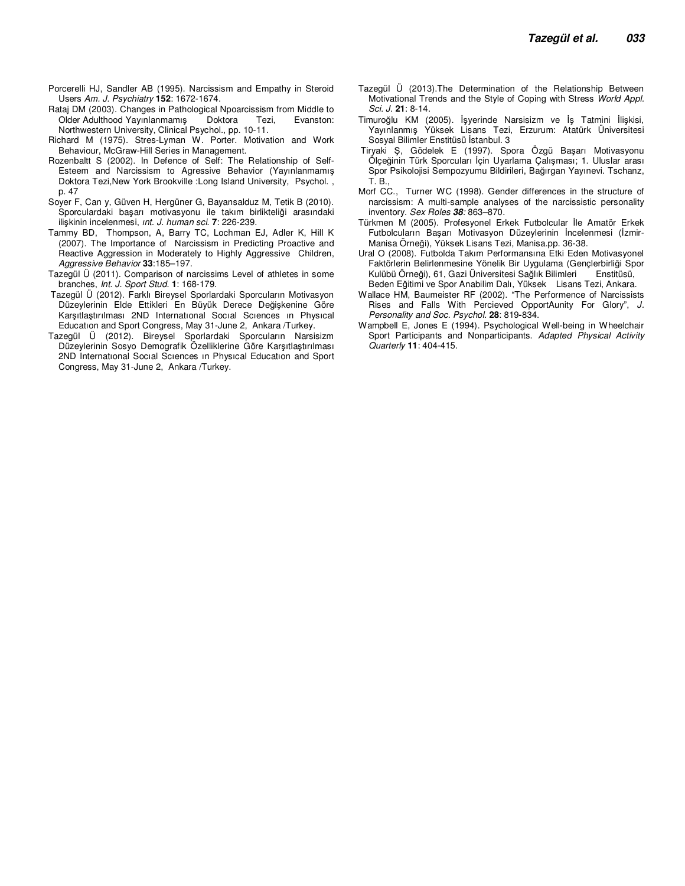Porcerelli HJ, Sandler AB (1995). Narcissism and Empathy in Steroid Users *Am. J. Psychiatry* **152**: 1672-1674.

Rataj DM (2003). Changes in Pathological Npoarcissism from Middle to Older Adulthood Yayınlanmamış Doktora Tezi, Evanston: Northwestern University, Clinical Psychol., pp. 10-11.

Richard M (1975). Stres-Lyman W. Porter. Motivation and Work Behaviour, McGraw-Hill Series in Management.

Rozenbaltt S (2002). In Defence of Self: The Relationship of Self-Esteem and Narcissism to Agressive Behavior (Yayınlanmamış Doktora Tezi,New York Brookville :Long Island University, Psychol. , p. 47

Soyer F, Can y, Güven H, Hergüner G, Bayansalduz M, Tetik B (2010). Sporculardaki başarı motivasyonu ile takım birlikteliği arasındaki ilişkinin incelenmesi, *ınt. J. human sci.* **7**: 226-239.

Tammy BD, Thompson, A, Barry TC, Lochman EJ, Adler K, Hill K (2007). The Importance of Narcissism in Predicting Proactive and Reactive Aggression in Moderately to Highly Aggressive Children, *Aggressive Behavior* **33**:185–197.

Tazegül Ü (2011). Comparison of narcissims Level of athletes in some branches, *Int. J. Sport Stud.* **1**: 168-179.

Tazegül Ü (2012). Farklı Bireysel Sporlardaki Sporcuların Motivasyon Düzeylerinin Elde Ettikleri En Büyük Derece Değişkenine Göre Karşıtlaştırılması 2ND Internatıonal Socıal Scıences ın Physıcal Educatıon and Sport Congress, May 31-June 2, Ankara /Turkey.

Tazegül Ü (2012). Bireysel Sporlardaki Sporcuların Narsisizm Düzeylerinin Sosyo Demografik Özelliklerine Göre Karşıtlaştırılması 2ND Internatıonal Socıal Scıences ın Physıcal Educatıon and Sport Congress, May 31-June 2, Ankara /Turkey.

Tazegül Ü (2013).The Determination of the Relationship Between Motivational Trends and the Style of Coping with Stress *World Appl. Sci. J.* **21**: 8-14.

Timuroğlu KM (2005). İşyerinde Narsisizm ve İş Tatmini İlişkisi, Yayınlanmış Yüksek Lisans Tezi, Erzurum: Atatürk Üniversitesi Sosyal Bilimler Enstitüsü İstanbul. 3

Tiryaki Ş, Gödelek E (1997). Spora Özgü Başarı Motivasyonu Ölçeğinin Türk Sporcuları İçin Uyarlama Çalışması; 1. Uluslar arası Spor Psikolojisi Sempozyumu Bildirileri, Bağırgan Yayınevi. Tschanz, T. B.,

Morf CC., Turner WC (1998). Gender differences in the structure of narcissism: A multi-sample analyses of the narcissistic personality inventory. *Sex Roles **38**:* 863–870.

Türkmen M (2005). Profesyonel Erkek Futbolcular İle Amatör Erkek Futbolcuların Başarı Motivasyon Düzeylerinin İncelenmesi (İzmir-Manisa Örneği), Yüksek Lisans Tezi, Manisa.pp. 36-38.

Ural O (2008). Futbolda Takım Performansına Etki Eden Motivasyonel Faktörlerin Belirlenmesine Yönelik Bir Uygulama (Gençlerbirliği Spor Kulübü Örneği), 61, Gazi Üniversitesi Sağlık Bilimleri Enstitüsü, Beden Eğitimi ve Spor Anabilim Dalı, Yüksek Lisans Tezi, Ankara.

Wallace HM, Baumeister RF (2002). "The Performence of Narcissists Rises and Falls With Percieved OpportAunity For Glory", *J. Personality and Soc. Psychol.* **28**: 819-834.

Wampbell E, Jones E (1994). Psychological Well-being in Wheelchair Sport Participants and Nonparticipants. *Adapted Physical Activity Quarterly* **11**: 404-415.